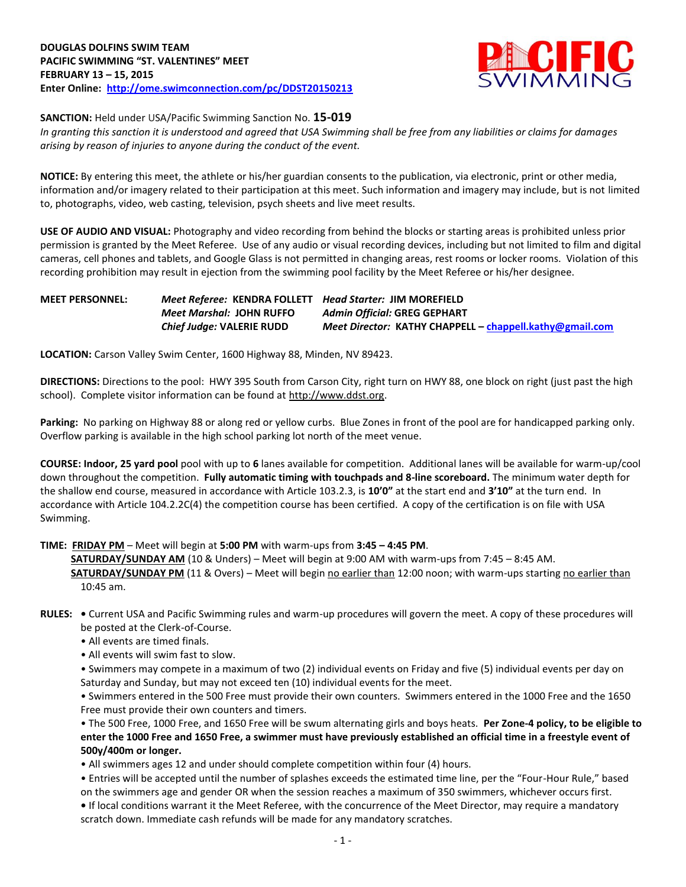**DOUGLAS DOLFINS SWIM TEAM**
**PACIFIC SWIMMING "ST. VALENTINES" MEET**
**FEBRUARY 13 – 15, 2015**
**Enter Online: http://ome.swimconnection.com/pc/DDST20150213**

**SANCTION:** Held under USA/Pacific Swimming Sanction No. **15-019**
*In granting this sanction it is understood and agreed that USA Swimming shall be free from any liabilities or claims for damages arising by reason of injuries to anyone during the conduct of the event.*

**NOTICE:** By entering this meet, the athlete or his/her guardian consents to the publication, via electronic, print or other media, information and/or imagery related to their participation at this meet. Such information and imagery may include, but is not limited to, photographs, video, web casting, television, psych sheets and live meet results.

**USE OF AUDIO AND VISUAL:** Photography and video recording from behind the blocks or starting areas is prohibited unless prior permission is granted by the Meet Referee. Use of any audio or visual recording devices, including but not limited to film and digital cameras, cell phones and tablets, and Google Glass is not permitted in changing areas, rest rooms or locker rooms. Violation of this recording prohibition may result in ejection from the swimming pool facility by the Meet Referee or his/her designee.

| **MEET PERSONNEL:** | ***Meet Referee:*** **KENDRA FOLLETT** | ***Head Starter:*** **JIM MOREFIELD** |
|---|---|---|
| | ***Meet Marshal:*** **JOHN RUFFO** | ***Admin Official:*** **GREG GEPHART** |
| | ***Chief Judge:*** **VALERIE RUDD** | ***Meet Director:*** **KATHY CHAPPELL – chappell.kathy@gmail.com** |

**LOCATION:** Carson Valley Swim Center, 1600 Highway 88, Minden, NV 89423.

**DIRECTIONS:** Directions to the pool: HWY 395 South from Carson City, right turn on HWY 88, one block on right (just past the high school). Complete visitor information can be found at http://www.ddst.org.

**Parking:** No parking on Highway 88 or along red or yellow curbs. Blue Zones in front of the pool are for handicapped parking only. Overflow parking is available in the high school parking lot north of the meet venue.

**COURSE: Indoor, 25 yard pool** pool with up to **6** lanes available for competition. Additional lanes will be available for warm-up/cool down throughout the competition. **Fully automatic timing with touchpads and 8-line scoreboard.** The minimum water depth for the shallow end course, measured in accordance with Article 103.2.3, is **10'0"** at the start end and **3'10"** at the turn end. In accordance with Article 104.2.2C(4) the competition course has been certified. A copy of the certification is on file with USA Swimming.

**TIME:** **FRIDAY PM** – Meet will begin at **5:00 PM** with warm-ups from **3:45 – 4:45 PM**.
**SATURDAY/SUNDAY AM** (10 & Unders) – Meet will begin at 9:00 AM with warm-ups from 7:45 – 8:45 AM.
**SATURDAY/SUNDAY PM** (11 & Overs) – Meet will begin no earlier than 12:00 noon; with warm-ups starting no earlier than 10:45 am.

**RULES:**
- Current USA and Pacific Swimming rules and warm-up procedures will govern the meet. A copy of these procedures will be posted at the Clerk-of-Course.
- All events are timed finals.
- All events will swim fast to slow.
- Swimmers may compete in a maximum of two (2) individual events on Friday and five (5) individual events per day on Saturday and Sunday, but may not exceed ten (10) individual events for the meet.
- Swimmers entered in the 500 Free must provide their own counters. Swimmers entered in the 1000 Free and the 1650 Free must provide their own counters and timers.
- The 500 Free, 1000 Free, and 1650 Free will be swum alternating girls and boys heats. **Per Zone-4 policy, to be eligible to enter the 1000 Free and 1650 Free, a swimmer must have previously established an official time in a freestyle event of 500y/400m or longer.**
- All swimmers ages 12 and under should complete competition within four (4) hours.
- Entries will be accepted until the number of splashes exceeds the estimated time line, per the "Four-Hour Rule," based on the swimmers age and gender OR when the session reaches a maximum of 350 swimmers, whichever occurs first.
- If local conditions warrant it the Meet Referee, with the concurrence of the Meet Director, may require a mandatory scratch down. Immediate cash refunds will be made for any mandatory scratches.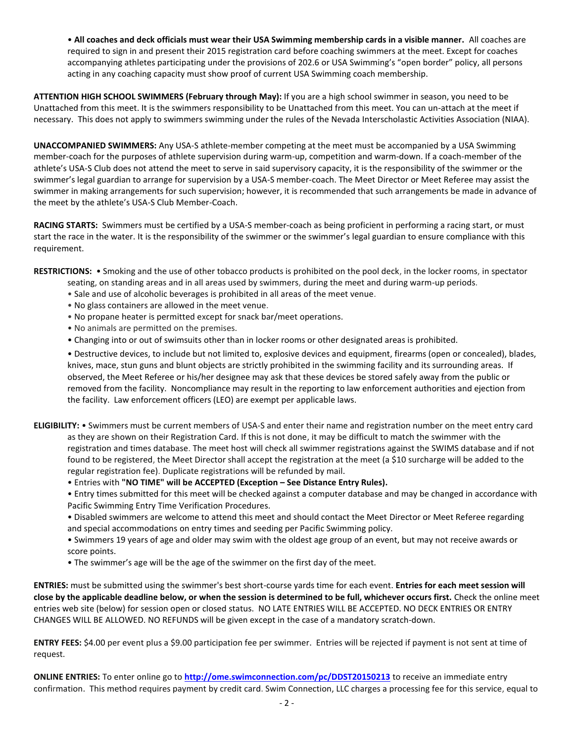• **All coaches and deck officials must wear their USA Swimming membership cards in a visible manner.** All coaches are required to sign in and present their 2015 registration card before coaching swimmers at the meet. Except for coaches accompanying athletes participating under the provisions of 202.6 or USA Swimming's "open border" policy, all persons acting in any coaching capacity must show proof of current USA Swimming coach membership.

**ATTENTION HIGH SCHOOL SWIMMERS (February through May):** If you are a high school swimmer in season, you need to be Unattached from this meet. It is the swimmers responsibility to be Unattached from this meet. You can un-attach at the meet if necessary. This does not apply to swimmers swimming under the rules of the Nevada Interscholastic Activities Association (NIAA).

**UNACCOMPANIED SWIMMERS:** Any USA-S athlete-member competing at the meet must be accompanied by a USA Swimming member-coach for the purposes of athlete supervision during warm-up, competition and warm-down. If a coach-member of the athlete's USA-S Club does not attend the meet to serve in said supervisory capacity, it is the responsibility of the swimmer or the swimmer's legal guardian to arrange for supervision by a USA-S member-coach. The Meet Director or Meet Referee may assist the swimmer in making arrangements for such supervision; however, it is recommended that such arrangements be made in advance of the meet by the athlete's USA-S Club Member-Coach.

**RACING STARTS:** Swimmers must be certified by a USA-S member-coach as being proficient in performing a racing start, or must start the race in the water. It is the responsibility of the swimmer or the swimmer's legal guardian to ensure compliance with this requirement.

**RESTRICTIONS:**
- Smoking and the use of other tobacco products is prohibited on the pool deck, in the locker rooms, in spectator seating, on standing areas and in all areas used by swimmers, during the meet and during warm-up periods.
- Sale and use of alcoholic beverages is prohibited in all areas of the meet venue.
- No glass containers are allowed in the meet venue.
- No propane heater is permitted except for snack bar/meet operations.
- No animals are permitted on the premises.
- Changing into or out of swimsuits other than in locker rooms or other designated areas is prohibited.
- Destructive devices, to include but not limited to, explosive devices and equipment, firearms (open or concealed), blades, knives, mace, stun guns and blunt objects are strictly prohibited in the swimming facility and its surrounding areas. If observed, the Meet Referee or his/her designee may ask that these devices be stored safely away from the public or removed from the facility. Noncompliance may result in the reporting to law enforcement authorities and ejection from the facility. Law enforcement officers (LEO) are exempt per applicable laws.

**ELIGIBILITY:**
- Swimmers must be current members of USA-S and enter their name and registration number on the meet entry card as they are shown on their Registration Card. If this is not done, it may be difficult to match the swimmer with the registration and times database. The meet host will check all swimmer registrations against the SWIMS database and if not found to be registered, the Meet Director shall accept the registration at the meet (a $10 surcharge will be added to the regular registration fee). Duplicate registrations will be refunded by mail.
- Entries with **"NO TIME" will be ACCEPTED (Exception – See Distance Entry Rules).**
- Entry times submitted for this meet will be checked against a computer database and may be changed in accordance with Pacific Swimming Entry Time Verification Procedures.
- Disabled swimmers are welcome to attend this meet and should contact the Meet Director or Meet Referee regarding and special accommodations on entry times and seeding per Pacific Swimming policy.
- Swimmers 19 years of age and older may swim with the oldest age group of an event, but may not receive awards or score points.
- The swimmer's age will be the age of the swimmer on the first day of the meet.

**ENTRIES:** must be submitted using the swimmer's best short-course yards time for each event. **Entries for each meet session will close by the applicable deadline below, or when the session is determined to be full, whichever occurs first.** Check the online meet entries web site (below) for session open or closed status. NO LATE ENTRIES WILL BE ACCEPTED. NO DECK ENTRIES OR ENTRY CHANGES WILL BE ALLOWED. NO REFUNDS will be given except in the case of a mandatory scratch-down.

**ENTRY FEES:** $4.00 per event plus a $9.00 participation fee per swimmer. Entries will be rejected if payment is not sent at time of request.

**ONLINE ENTRIES:** To enter online go to **http://ome.swimconnection.com/pc/DDST20150213** to receive an immediate entry confirmation. This method requires payment by credit card. Swim Connection, LLC charges a processing fee for this service, equal to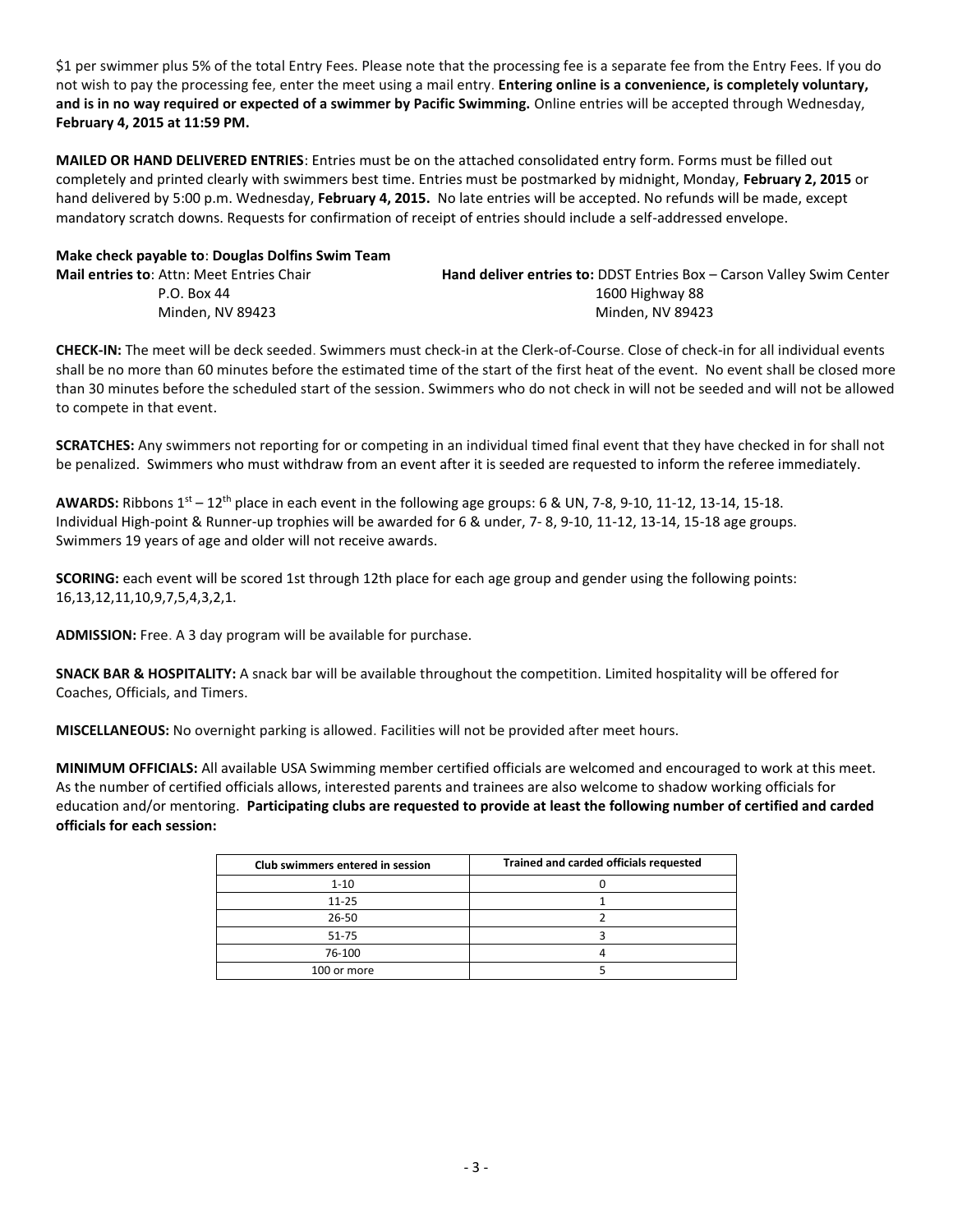$1 per swimmer plus 5% of the total Entry Fees. Please note that the processing fee is a separate fee from the Entry Fees. If you do not wish to pay the processing fee, enter the meet using a mail entry. **Entering online is a convenience, is completely voluntary, and is in no way required or expected of a swimmer by Pacific Swimming.** Online entries will be accepted through Wednesday, **February 4, 2015 at 11:59 PM.**

**MAILED OR HAND DELIVERED ENTRIES**: Entries must be on the attached consolidated entry form. Forms must be filled out completely and printed clearly with swimmers best time. Entries must be postmarked by midnight, Monday, **February 2, 2015** or hand delivered by 5:00 p.m. Wednesday, **February 4, 2015.** No late entries will be accepted. No refunds will be made, except mandatory scratch downs. Requests for confirmation of receipt of entries should include a self-addressed envelope.

**Make check payable to**: **Douglas Dolfins Swim Team**

**Mail entries to**: Attn: Meet Entries Chair
P.O. Box 44
Minden, NV 89423

**Hand deliver entries to:** DDST Entries Box – Carson Valley Swim Center
1600 Highway 88
Minden, NV 89423

**CHECK-IN:** The meet will be deck seeded. Swimmers must check-in at the Clerk-of-Course. Close of check-in for all individual events shall be no more than 60 minutes before the estimated time of the start of the first heat of the event. No event shall be closed more than 30 minutes before the scheduled start of the session. Swimmers who do not check in will not be seeded and will not be allowed to compete in that event.

**SCRATCHES:** Any swimmers not reporting for or competing in an individual timed final event that they have checked in for shall not be penalized. Swimmers who must withdraw from an event after it is seeded are requested to inform the referee immediately.

**AWARDS:** Ribbons 1st – 12th place in each event in the following age groups: 6 & UN, 7-8, 9-10, 11-12, 13-14, 15-18. Individual High-point & Runner-up trophies will be awarded for 6 & under, 7- 8, 9-10, 11-12, 13-14, 15-18 age groups. Swimmers 19 years of age and older will not receive awards.

**SCORING:** each event will be scored 1st through 12th place for each age group and gender using the following points: 16,13,12,11,10,9,7,5,4,3,2,1.

**ADMISSION:** Free. A 3 day program will be available for purchase.

**SNACK BAR & HOSPITALITY:** A snack bar will be available throughout the competition. Limited hospitality will be offered for Coaches, Officials, and Timers.

**MISCELLANEOUS:** No overnight parking is allowed. Facilities will not be provided after meet hours.

**MINIMUM OFFICIALS:** All available USA Swimming member certified officials are welcomed and encouraged to work at this meet. As the number of certified officials allows, interested parents and trainees are also welcome to shadow working officials for education and/or mentoring. **Participating clubs are requested to provide at least the following number of certified and carded officials for each session:**

| Club swimmers entered in session | Trained and carded officials requested |
|---|---|
| 1-10 | 0 |
| 11-25 | 1 |
| 26-50 | 2 |
| 51-75 | 3 |
| 76-100 | 4 |
| 100 or more | 5 |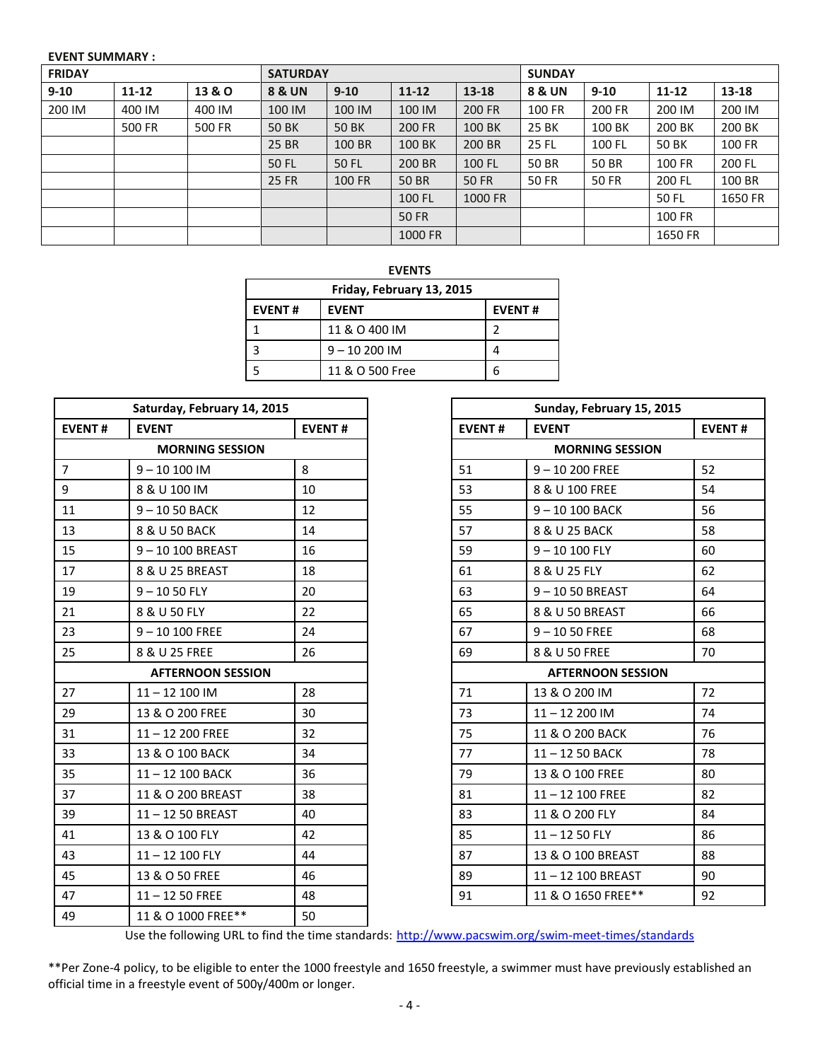**EVENT SUMMARY :**

| FRIDAY | | | SATURDAY | | | | SUNDAY | | | |
|---|---|---|---|---|---|---|---|---|---|---|
| **9-10** | **11-12** | **13 & O** | **8 & UN** | **9-10** | **11-12** | **13-18** | **8 & UN** | **9-10** | **11-12** | **13-18** |
| 200 IM | 400 IM | 400 IM | 100 IM | 100 IM | 100 IM | 200 FR | 100 FR | 200 FR | 200 IM | 200 IM |
| | 500 FR | 500 FR | 50 BK | 50 BK | 200 FR | 100 BK | 25 BK | 100 BK | 200 BK | 200 BK |
| | | | 25 BR | 100 BR | 100 BK | 200 BR | 25 FL | 100 FL | 50 BK | 100 FR |
| | | | 50 FL | 50 FL | 200 BR | 100 FL | 50 BR | 50 BR | 100 FR | 200 FL |
| | | | 25 FR | 100 FR | 50 BR | 50 FR | 50 FR | 50 FR | 200 FL | 100 BR |
| | | | | | 100 FL | 1000 FR | | | 50 FL | 1650 FR |
| | | | | | 50 FR | | | | 100 FR | |
| | | | | | 1000 FR | | | | 1650 FR | |

**EVENTS**

| Friday, February 13, 2015 | | |
|---|---|---|
| **EVENT #** | **EVENT** | **EVENT #** |
| 1 | 11 & O 400 IM | 2 |
| 3 | 9 – 10 200 IM | 4 |
| 5 | 11 & O 500 Free | 6 |

| Saturday, February 14, 2015 | | |
|---|---|---|
| **EVENT #** | **EVENT** | **EVENT #** |
| **MORNING SESSION** | | |
| 7 | 9 – 10 100 IM | 8 |
| 9 | 8 & U 100 IM | 10 |
| 11 | 9 – 10 50 BACK | 12 |
| 13 | 8 & U 50 BACK | 14 |
| 15 | 9 – 10 100 BREAST | 16 |
| 17 | 8 & U 25 BREAST | 18 |
| 19 | 9 – 10 50 FLY | 20 |
| 21 | 8 & U 50 FLY | 22 |
| 23 | 9 – 10 100 FREE | 24 |
| 25 | 8 & U 25 FREE | 26 |
| **AFTERNOON SESSION** | | |
| 27 | 11 – 12 100 IM | 28 |
| 29 | 13 & O 200 FREE | 30 |
| 31 | 11 – 12 200 FREE | 32 |
| 33 | 13 & O 100 BACK | 34 |
| 35 | 11 – 12 100 BACK | 36 |
| 37 | 11 & O 200 BREAST | 38 |
| 39 | 11 – 12 50 BREAST | 40 |
| 41 | 13 & O 100 FLY | 42 |
| 43 | 11 – 12 100 FLY | 44 |
| 45 | 13 & O 50 FREE | 46 |
| 47 | 11 – 12 50 FREE | 48 |
| 49 | 11 & O 1000 FREE** | 50 |

| Sunday, February 15, 2015 | | |
|---|---|---|
| **EVENT #** | **EVENT** | **EVENT #** |
| **MORNING SESSION** | | |
| 51 | 9 – 10 200 FREE | 52 |
| 53 | 8 & U 100 FREE | 54 |
| 55 | 9 – 10 100 BACK | 56 |
| 57 | 8 & U 25 BACK | 58 |
| 59 | 9 – 10 100 FLY | 60 |
| 61 | 8 & U 25 FLY | 62 |
| 63 | 9 – 10 50 BREAST | 64 |
| 65 | 8 & U 50 BREAST | 66 |
| 67 | 9 – 10 50 FREE | 68 |
| 69 | 8 & U 50 FREE | 70 |
| **AFTERNOON SESSION** | | |
| 71 | 13 & O 200 IM | 72 |
| 73 | 11 – 12 200 IM | 74 |
| 75 | 11 & O 200 BACK | 76 |
| 77 | 11 – 12 50 BACK | 78 |
| 79 | 13 & O 100 FREE | 80 |
| 81 | 11 – 12 100 FREE | 82 |
| 83 | 11 & O 200 FLY | 84 |
| 85 | 11 – 12 50 FLY | 86 |
| 87 | 13 & O 100 BREAST | 88 |
| 89 | 11 – 12 100 BREAST | 90 |
| 91 | 11 & O 1650 FREE** | 92 |

Use the following URL to find the time standards: http://www.pacswim.org/swim-meet-times/standards

**Per Zone-4 policy, to be eligible to enter the 1000 freestyle and 1650 freestyle, a swimmer must have previously established an official time in a freestyle event of 500y/400m or longer.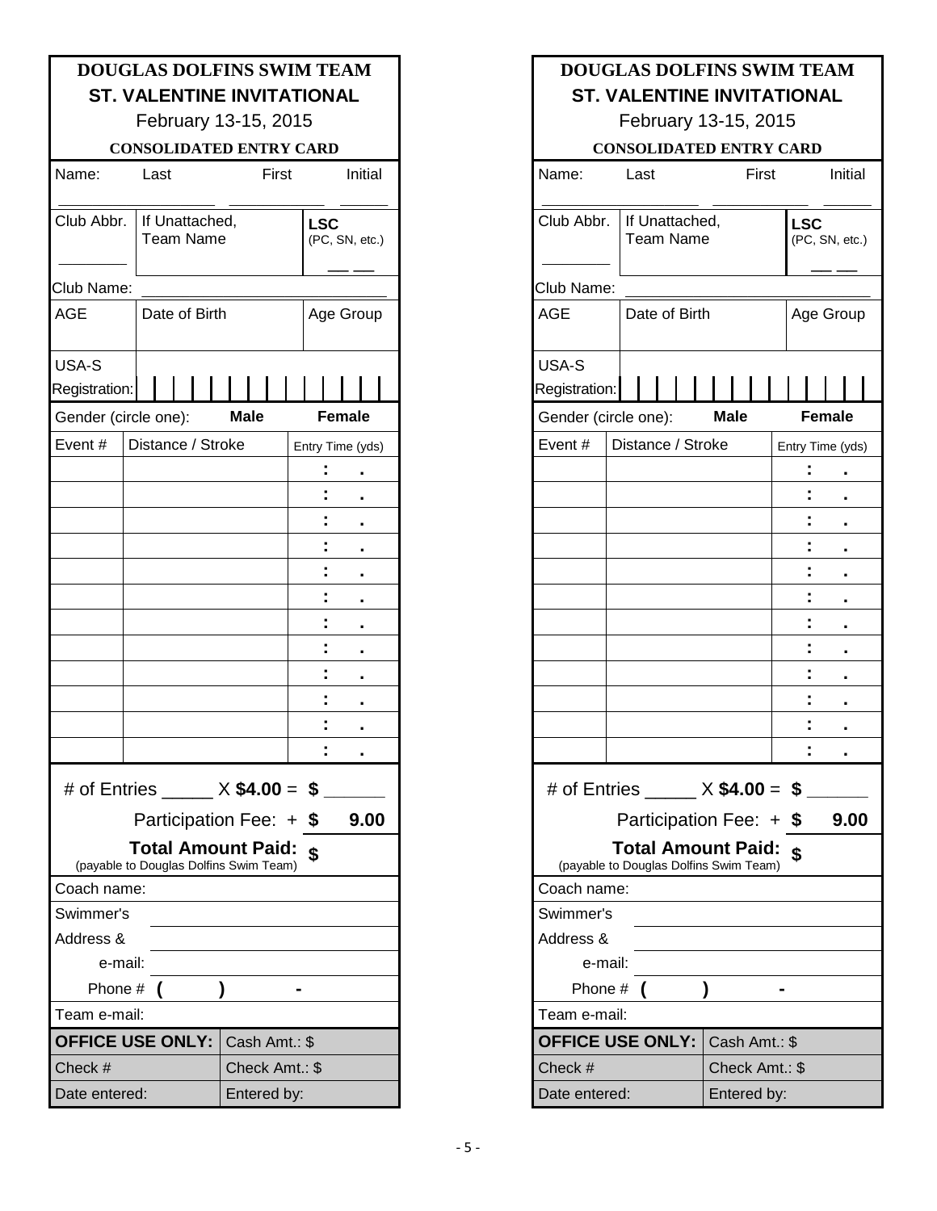**DOUGLAS DOLFINS SWIM TEAM**

**ST. VALENTINE INVITATIONAL**

February 13-15, 2015

**CONSOLIDATED ENTRY CARD**

| | | | |
|---|---|---|---|
| Name: | Last | First | Initial |
| Club Abbr. | If Unattached, Team Name | | **LSC** (PC, SN, etc.) |
| Club Name: | | | |
| AGE | Date of Birth | | Age Group |
| USA-S Registration: | | | |
| Gender (circle one): | **Male** | | **Female** |

| Event # | Distance / Stroke | Entry Time (yds) |
|---|---|---|
| | | : . |
| | | : . |
| | | : . |
| | | : . |
| | | : . |
| | | : . |
| | | : . |
| | | : . |
| | | : . |
| | | : . |
| | | : . |
| | | : . |

# of Entries _____ X **$4.00** = **$** ______

Participation Fee: + **$ 9.00**

**Total Amount Paid:** **$**
(payable to Douglas Dolfins Swim Team)

| | |
|---|---|
| Coach name: | |
| Swimmer's Address & e-mail: | |
| Phone # | ( ) - |
| Team e-mail: | |

| | |
|---|---|
| **OFFICE USE ONLY:** | Cash Amt.: $ |
| Check # | Check Amt.: $ |
| Date entered: | Entered by: |

---

**DOUGLAS DOLFINS SWIM TEAM**

**ST. VALENTINE INVITATIONAL**

February 13-15, 2015

**CONSOLIDATED ENTRY CARD**

| | | | |
|---|---|---|---|
| Name: | Last | First | Initial |
| Club Abbr. | If Unattached, Team Name | | **LSC** (PC, SN, etc.) |
| Club Name: | | | |
| AGE | Date of Birth | | Age Group |
| USA-S Registration: | | | |
| Gender (circle one): | **Male** | | **Female** |

| Event # | Distance / Stroke | Entry Time (yds) |
|---|---|---|
| | | : . |
| | | : . |
| | | : . |
| | | : . |
| | | : . |
| | | : . |
| | | : . |
| | | : . |
| | | : . |
| | | : . |
| | | : . |
| | | : . |

# of Entries _____ X **$4.00** = **$** ______

Participation Fee: + **$ 9.00**

**Total Amount Paid:** **$**
(payable to Douglas Dolfins Swim Team)

| | |
|---|---|
| Coach name: | |
| Swimmer's Address & e-mail: | |
| Phone # | ( ) - |
| Team e-mail: | |

| | |
|---|---|
| **OFFICE USE ONLY:** | Cash Amt.: $ |
| Check # | Check Amt.: $ |
| Date entered: | Entered by: |